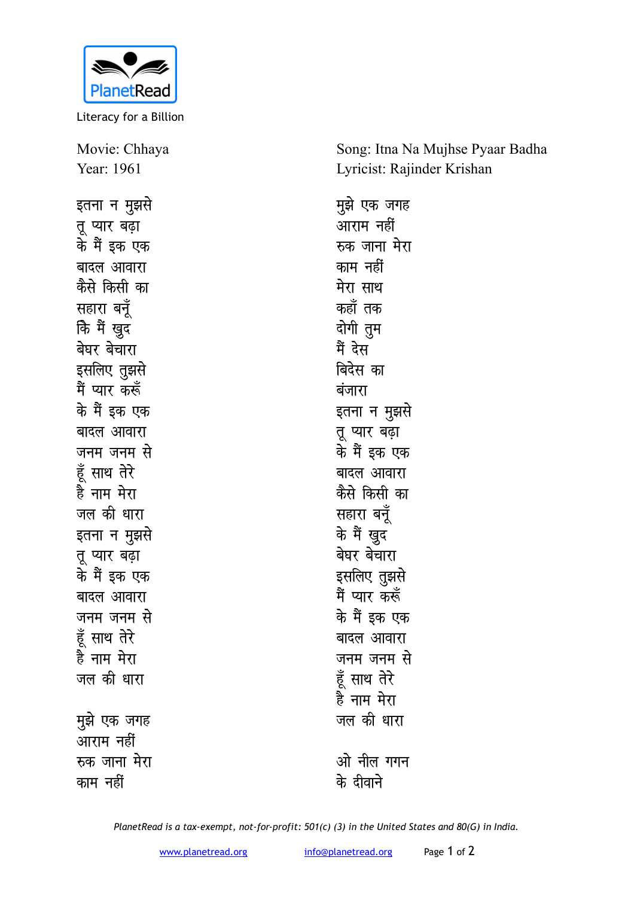PlanetRead

Literacy for a Billion

Movie: Chhaya
Year: 1961

Song: Itna Na Mujhse Pyaar Badha
Lyricist: Rajinder Krishan

इतना न मुझसे
तू प्यार बढ़ा
के मैं इक एक
बादल आवारा
कैसे किसी का
सहारा बनूँ
कि मैं खुद
बेघर बेचारा
इसलिए तुझसे
मैं प्यार करूँ
के मैं इक एक
बादल आवारा
जनम जनम से
हूँ साथ तेरे
है नाम मेरा
जल की धारा
इतना न मुझसे
तू प्यार बढ़ा
के मैं इक एक
बादल आवारा
जनम जनम से
हूँ साथ तेरे
है नाम मेरा
जल की धारा

मुझे एक जगह
आराम नहीं
रुक जाना मेरा
काम नहीं
मुझे एक जगह
आराम नहीं
रुक जाना मेरा
काम नहीं
मेरा साथ
कहाँ तक
दोगी तुम
मैं देस
बिदेस का
बंजारा
इतना न मुझसे
तू प्यार बढ़ा
के मैं इक एक
बादल आवारा
कैसे किसी का
सहारा बनूँ
के मैं खुद
बेघर बेचारा
इसलिए तुझसे
मैं प्यार करूँ
के मैं इक एक
बादल आवारा
जनम जनम से
हूँ साथ तेरे
है नाम मेरा
जल की धारा

ओ नील गगन
के दीवाने

*PlanetRead is a tax-exempt, not-for-profit: 501(c) (3) in the United States and 80(G) in India.*

www.planetread.org info@planetread.org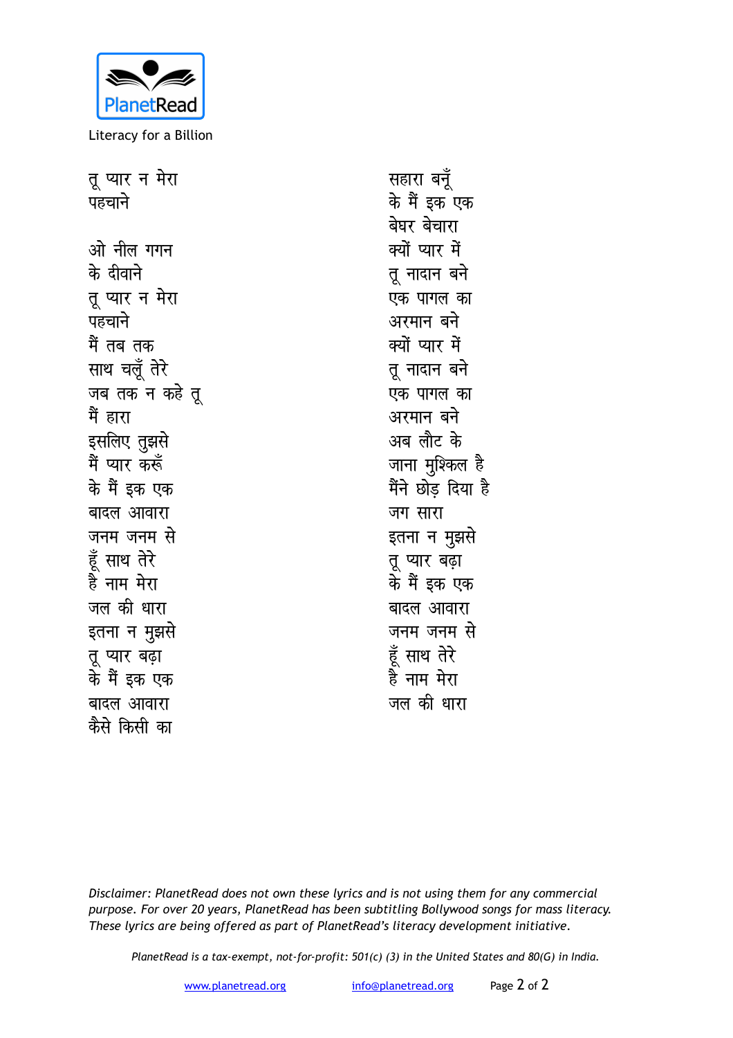PlanetRead

Literacy for a Billion

तू प्यार न मेरा
पहचाने

ओ नील गगन
के दीवाने
तू प्यार न मेरा
पहचाने
मैं तब तक
साथ चलूँ तेरे
जब तक न कहे तू
मैं हारा
इसलिए तुझसे
मैं प्यार करूँ
के मैं इक एक
बादल आवारा
जनम जनम से
हूँ साथ तेरे
है नाम मेरा
जल की धारा
इतना न मुझसे
तू प्यार बढ़ा
के मैं इक एक
बादल आवारा
कैसे किसी का
सहारा बनूँ
के मैं इक एक
बेघर बेचारा
क्यों प्यार में
तू नादान बने
एक पागल का
अरमान बने
क्यों प्यार में
तू नादान बने
एक पागल का
अरमान बने
अब लौट के
जाना मुश्किल है
मैंने छोड़ दिया है
जग सारा
इतना न मुझसे
तू प्यार बढ़ा
के मैं इक एक
बादल आवारा
जनम जनम से
हूँ साथ तेरे
है नाम मेरा
जल की धारा

*Disclaimer: PlanetRead does not own these lyrics and is not using them for any commercial purpose. For over 20 years, PlanetRead has been subtitling Bollywood songs for mass literacy. These lyrics are being offered as part of PlanetRead's literacy development initiative.*

*PlanetRead is a tax-exempt, not-for-profit: 501(c) (3) in the United States and 80(G) in India.*

www.planetread.org info@planetread.org